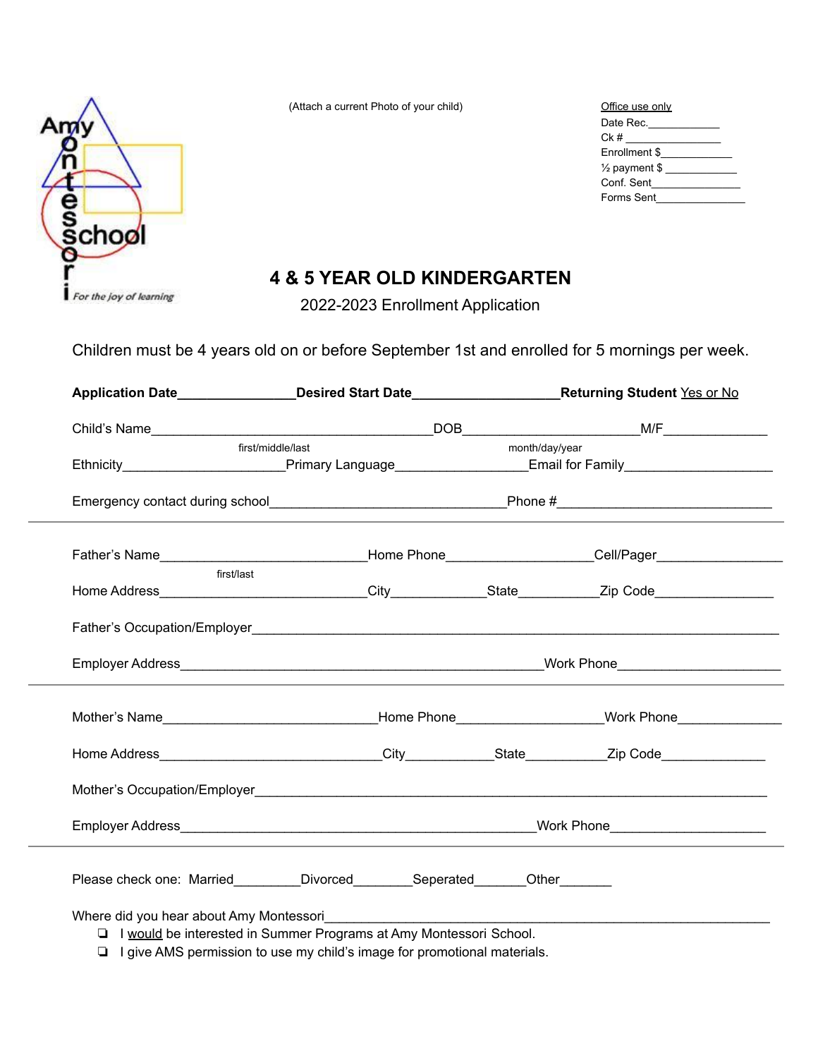Amy Montessori School

*For the joy of learning*

(Attach a current Photo of your child)

Office use only

Date Rec.____________

Ck # ________________

Enrollment $____________

½ payment $ ____________

Conf. Sent________________

Forms Sent_______________

# 4 & 5 YEAR OLD KINDERGARTEN

## 2022-2023 Enrollment Application

Children must be 4 years old on or before September 1st and enrolled for 5 mornings per week.

**Application Date**________________**Desired Start Date**____________________**Returning Student** Yes or No

Child's Name_______________________________________DOB_______________________M/F______________

first/middle/last                                                        month/day/year

Ethnicity_____________________Primary Language_________________Email for Family____________________

Emergency contact during school_______________________________Phone #_____________________________

---

Father's Name___________________________Home Phone____________________Cell/Pager_________________

first/last

Home Address___________________________City_____________State___________Zip Code________________

Father's Occupation/Employer_____________________________________________________________________

Employer Address_______________________________________________Work Phone_____________________

---

Mother's Name____________________________Home Phone____________________Work Phone_____________

Home Address_____________________________City____________State___________Zip Code______________

Mother's Occupation/Employer____________________________________________________________________

Employer Address______________________________________________Work Phone_____________________

---

Please check one: Married_________Divorced________Seperated_______Other_______

Where did you hear about Amy Montessori________________________________________________________________

- ❏ I would be interested in Summer Programs at Amy Montessori School.
- ❏ I give AMS permission to use my child's image for promotional materials.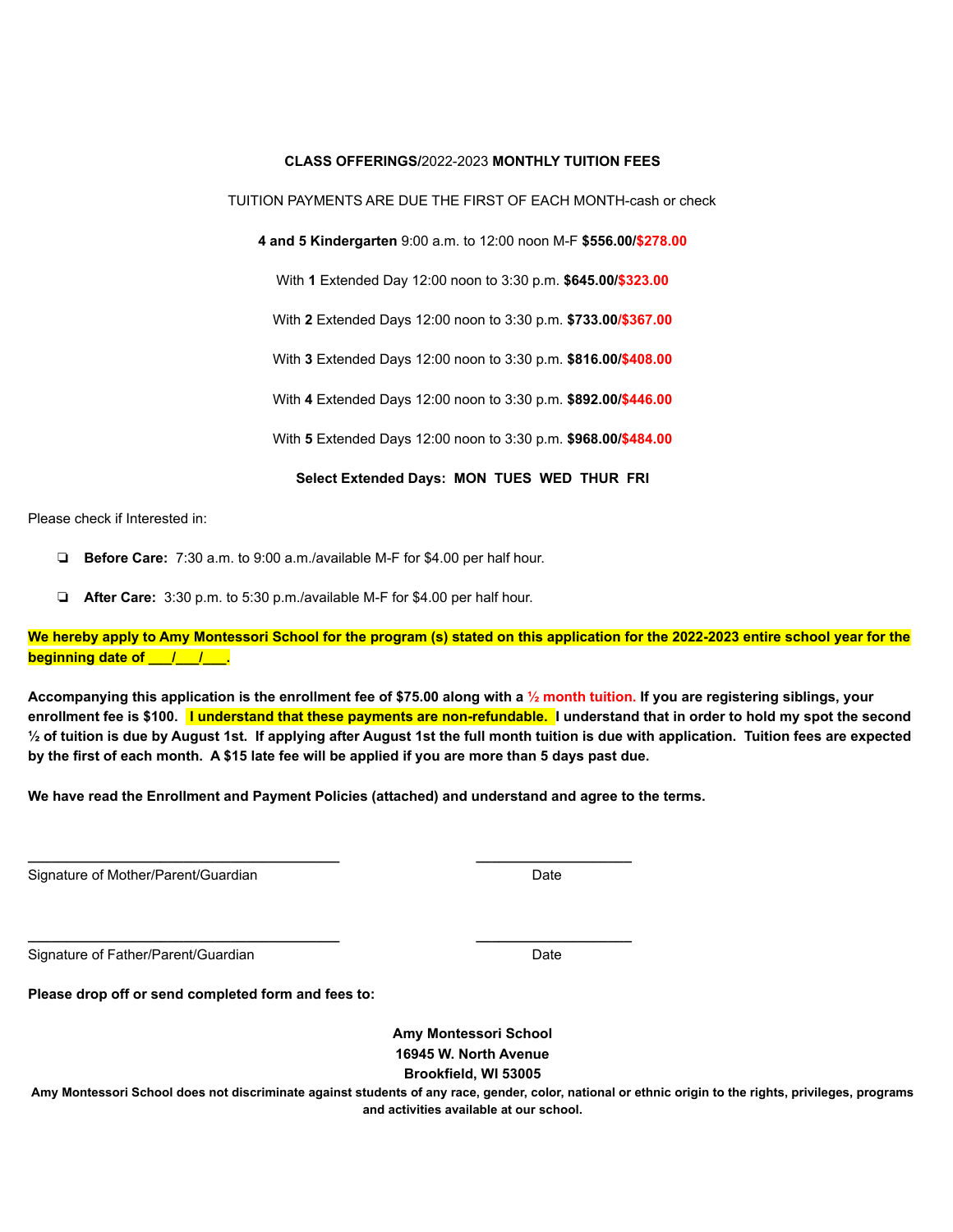**CLASS OFFERINGS**/2022-2023 **MONTHLY TUITION FEES**

TUITION PAYMENTS ARE DUE THE FIRST OF EACH MONTH-cash or check

**4 and 5 Kindergarten** 9:00 a.m. to 12:00 noon M-F **$556.00/$278.00**

With **1** Extended Day 12:00 noon to 3:30 p.m. **$645.00/$323.00**

With **2** Extended Days 12:00 noon to 3:30 p.m. **$733.00/$367.00**

With **3** Extended Days 12:00 noon to 3:30 p.m. **$816.00/$408.00**

With **4** Extended Days 12:00 noon to 3:30 p.m. **$892.00/$446.00**

With **5** Extended Days 12:00 noon to 3:30 p.m. **$968.00/$484.00**

**Select Extended Days: MON TUES WED THUR FRI**

Please check if Interested in:

- ❏ **Before Care:** 7:30 a.m. to 9:00 a.m./available M-F for $4.00 per half hour.
- ❏ **After Care:** 3:30 p.m. to 5:30 p.m./available M-F for $4.00 per half hour.

**We hereby apply to Amy Montessori School for the program (s) stated on this application for the 2022-2023 entire school year for the beginning date of ___/___/___.**

**Accompanying this application is the enrollment fee of $75.00 along with a ½ month tuition. If you are registering siblings, your enrollment fee is $100. I understand that these payments are non-refundable. I understand that in order to hold my spot the second ½ of tuition is due by August 1st. If applying after August 1st the full month tuition is due with application. Tuition fees are expected by the first of each month. A $15 late fee will be applied if you are more than 5 days past due.**

**We have read the Enrollment and Payment Policies (attached) and understand and agree to the terms.**

\_\_\_\_\_\_\_\_\_\_\_\_\_\_\_\_\_\_\_\_\_\_\_\_\_\_\_\_\_\_\_\_\_\_ \_\_\_\_\_\_\_\_\_\_\_\_\_\_\_\_\_\_

Signature of Mother/Parent/Guardian Date

\_\_\_\_\_\_\_\_\_\_\_\_\_\_\_\_\_\_\_\_\_\_\_\_\_\_\_\_\_\_\_\_\_\_ \_\_\_\_\_\_\_\_\_\_\_\_\_\_\_\_\_\_

Signature of Father/Parent/Guardian Date

**Please drop off or send completed form and fees to:**

**Amy Montessori School**
**16945 W. North Avenue**
**Brookfield, WI 53005**

**Amy Montessori School does not discriminate against students of any race, gender, color, national or ethnic origin to the rights, privileges, programs and activities available at our school.**